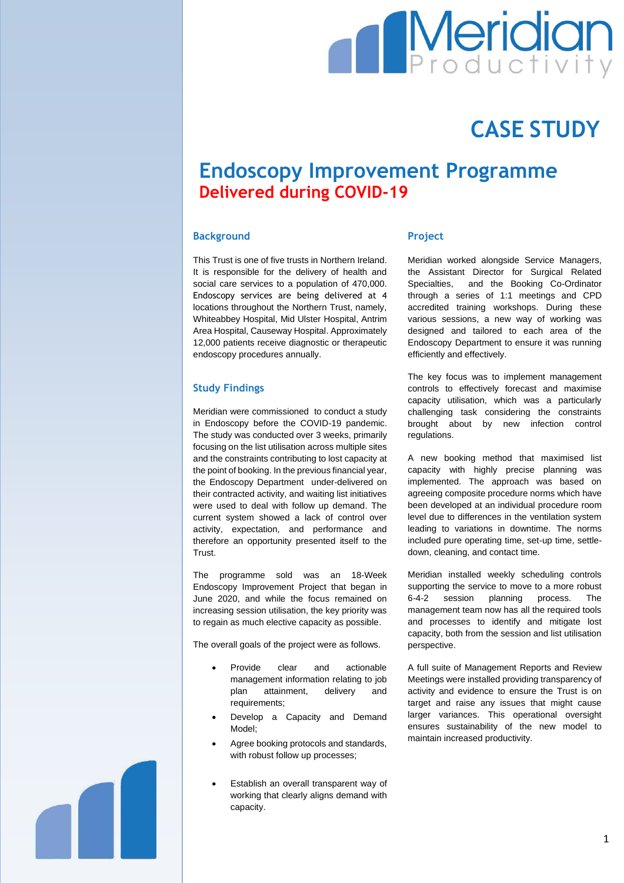# CASE STUDY

## Endoscopy Improvement Programme
## Delivered during COVID-19

### Background

This Trust is one of five trusts in Northern Ireland. It is responsible for the delivery of health and social care services to a population of 470,000. Endoscopy services are being delivered at 4 locations throughout the Northern Trust, namely, Whiteabbey Hospital, Mid Ulster Hospital, Antrim Area Hospital, Causeway Hospital. Approximately 12,000 patients receive diagnostic or therapeutic endoscopy procedures annually.

### Study Findings

Meridian were commissioned to conduct a study in Endoscopy before the COVID-19 pandemic. The study was conducted over 3 weeks, primarily focusing on the list utilisation across multiple sites and the constraints contributing to lost capacity at the point of booking. In the previous financial year, the Endoscopy Department under-delivered on their contracted activity, and waiting list initiatives were used to deal with follow up demand. The current system showed a lack of control over activity, expectation, and performance and therefore an opportunity presented itself to the Trust.

The programme sold was an 18-Week Endoscopy Improvement Project that began in June 2020, and while the focus remained on increasing session utilisation, the key priority was to regain as much elective capacity as possible.

The overall goals of the project were as follows.

- Provide clear and actionable management information relating to job plan attainment, delivery and requirements;
- Develop a Capacity and Demand Model;
- Agree booking protocols and standards, with robust follow up processes;
- Establish an overall transparent way of working that clearly aligns demand with capacity.

### Project

Meridian worked alongside Service Managers, the Assistant Director for Surgical Related Specialties, and the Booking Co-Ordinator through a series of 1:1 meetings and CPD accredited training workshops. During these various sessions, a new way of working was designed and tailored to each area of the Endoscopy Department to ensure it was running efficiently and effectively.

The key focus was to implement management controls to effectively forecast and maximise capacity utilisation, which was a particularly challenging task considering the constraints brought about by new infection control regulations.

A new booking method that maximised list capacity with highly precise planning was implemented. The approach was based on agreeing composite procedure norms which have been developed at an individual procedure room level due to differences in the ventilation system leading to variations in downtime. The norms included pure operating time, set-up time, settle-down, cleaning, and contact time.

Meridian installed weekly scheduling controls supporting the service to move to a more robust 6-4-2 session planning process. The management team now has all the required tools and processes to identify and mitigate lost capacity, both from the session and list utilisation perspective.

A full suite of Management Reports and Review Meetings were installed providing transparency of activity and evidence to ensure the Trust is on target and raise any issues that might cause larger variances. This operational oversight ensures sustainability of the new model to maintain increased productivity.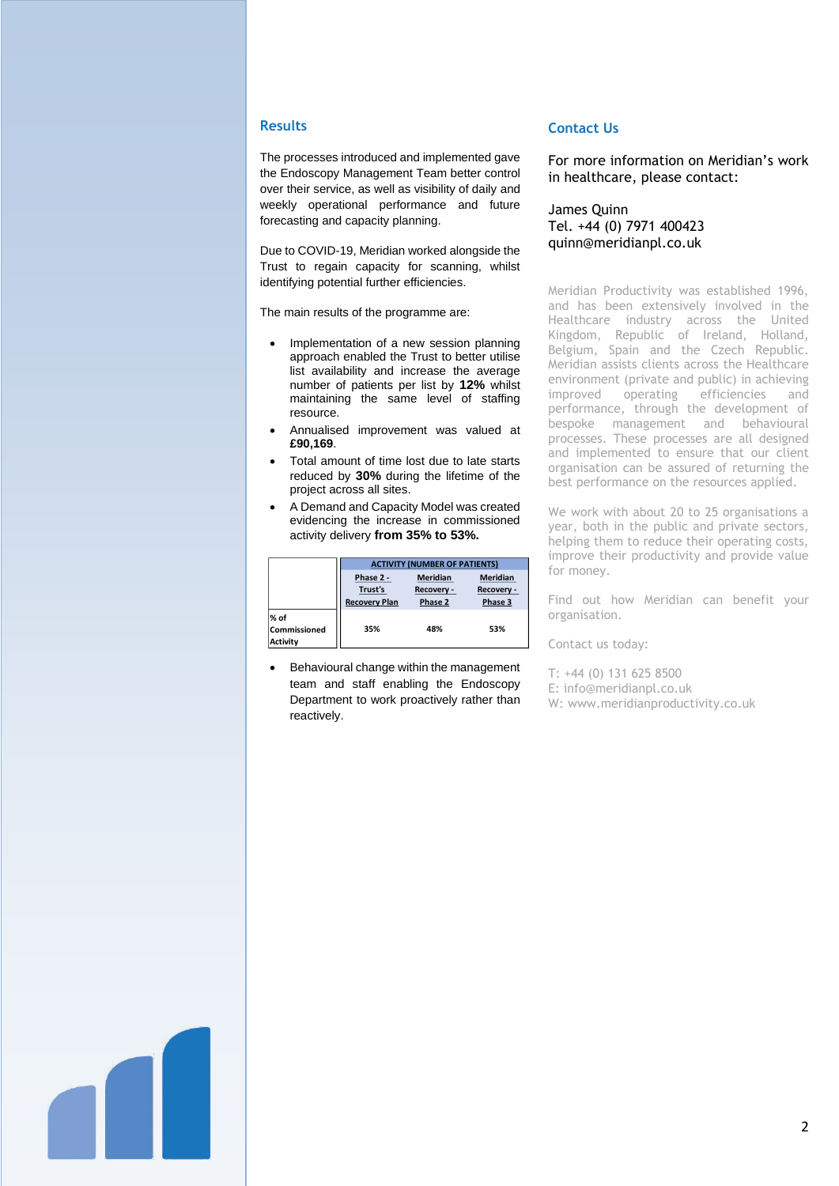## Results

The processes introduced and implemented gave the Endoscopy Management Team better control over their service, as well as visibility of daily and weekly operational performance and future forecasting and capacity planning.

Due to COVID-19, Meridian worked alongside the Trust to regain capacity for scanning, whilst identifying potential further efficiencies.

The main results of the programme are:

- Implementation of a new session planning approach enabled the Trust to better utilise list availability and increase the average number of patients per list by **12%** whilst maintaining the same level of staffing resource.
- Annualised improvement was valued at **£90,169**.
- Total amount of time lost due to late starts reduced by **30%** during the lifetime of the project across all sites.
- A Demand and Capacity Model was created evidencing the increase in commissioned activity delivery **from 35% to 53%.**

| | ACTIVITY (NUMBER OF PATIENTS) | | |
|---|---|---|---|
| | Phase 2 - Trust's Recovery Plan | Meridian Recovery - Phase 2 | Meridian Recovery - Phase 3 |
| % of Commissioned Activity | 35% | 48% | 53% |

- Behavioural change within the management team and staff enabling the Endoscopy Department to work proactively rather than reactively.

## Contact Us

For more information on Meridian's work in healthcare, please contact:

James Quinn
Tel. +44 (0) 7971 400423
quinn@meridianpl.co.uk

Meridian Productivity was established 1996, and has been extensively involved in the Healthcare industry across the United Kingdom, Republic of Ireland, Holland, Belgium, Spain and the Czech Republic. Meridian assists clients across the Healthcare environment (private and public) in achieving improved operating efficiencies and performance, through the development of bespoke management and behavioural processes. These processes are all designed and implemented to ensure that our client organisation can be assured of returning the best performance on the resources applied.

We work with about 20 to 25 organisations a year, both in the public and private sectors, helping them to reduce their operating costs, improve their productivity and provide value for money.

Find out how Meridian can benefit your organisation.

Contact us today:

T: +44 (0) 131 625 8500
E: info@meridianpl.co.uk
W: www.meridianproductivity.co.uk